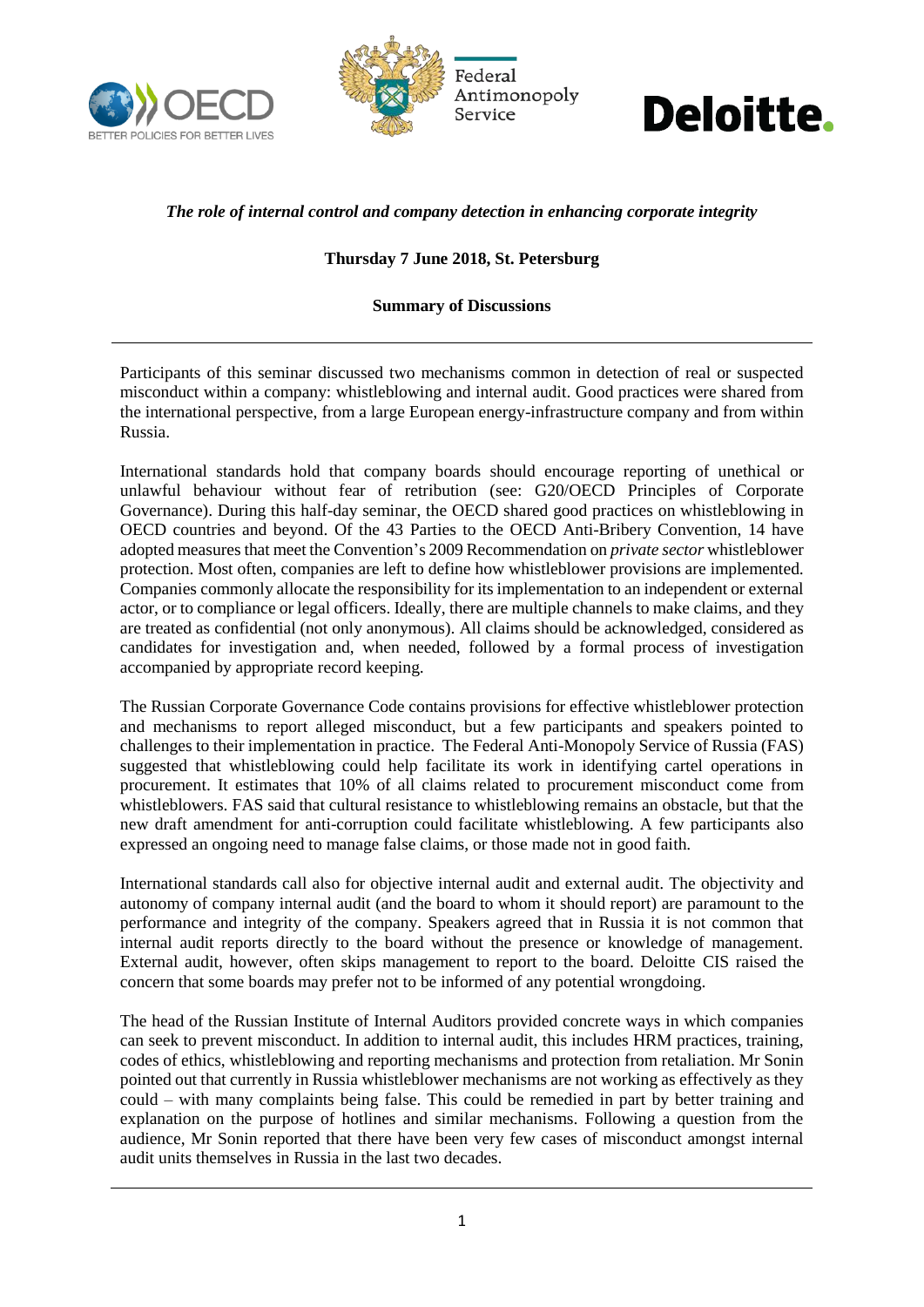*The role of internal control and company detection in enhancing corporate integrity*

**Thursday 7 June 2018, St. Petersburg**

**Summary of Discussions**

---

Participants of this seminar discussed two mechanisms common in detection of real or suspected misconduct within a company: whistleblowing and internal audit. Good practices were shared from the international perspective, from a large European energy-infrastructure company and from within Russia.

International standards hold that company boards should encourage reporting of unethical or unlawful behaviour without fear of retribution (see: G20/OECD Principles of Corporate Governance). During this half-day seminar, the OECD shared good practices on whistleblowing in OECD countries and beyond. Of the 43 Parties to the OECD Anti-Bribery Convention, 14 have adopted measures that meet the Convention's 2009 Recommendation on *private sector* whistleblower protection. Most often, companies are left to define how whistleblower provisions are implemented. Companies commonly allocate the responsibility for its implementation to an independent or external actor, or to compliance or legal officers. Ideally, there are multiple channels to make claims, and they are treated as confidential (not only anonymous). All claims should be acknowledged, considered as candidates for investigation and, when needed, followed by a formal process of investigation accompanied by appropriate record keeping.

The Russian Corporate Governance Code contains provisions for effective whistleblower protection and mechanisms to report alleged misconduct, but a few participants and speakers pointed to challenges to their implementation in practice. The Federal Anti-Monopoly Service of Russia (FAS) suggested that whistleblowing could help facilitate its work in identifying cartel operations in procurement. It estimates that 10% of all claims related to procurement misconduct come from whistleblowers. FAS said that cultural resistance to whistleblowing remains an obstacle, but that the new draft amendment for anti-corruption could facilitate whistleblowing. A few participants also expressed an ongoing need to manage false claims, or those made not in good faith.

International standards call also for objective internal audit and external audit. The objectivity and autonomy of company internal audit (and the board to whom it should report) are paramount to the performance and integrity of the company. Speakers agreed that in Russia it is not common that internal audit reports directly to the board without the presence or knowledge of management. External audit, however, often skips management to report to the board. Deloitte CIS raised the concern that some boards may prefer not to be informed of any potential wrongdoing.

The head of the Russian Institute of Internal Auditors provided concrete ways in which companies can seek to prevent misconduct. In addition to internal audit, this includes HRM practices, training, codes of ethics, whistleblowing and reporting mechanisms and protection from retaliation. Mr Sonin pointed out that currently in Russia whistleblower mechanisms are not working as effectively as they could – with many complaints being false. This could be remedied in part by better training and explanation on the purpose of hotlines and similar mechanisms. Following a question from the audience, Mr Sonin reported that there have been very few cases of misconduct amongst internal audit units themselves in Russia in the last two decades.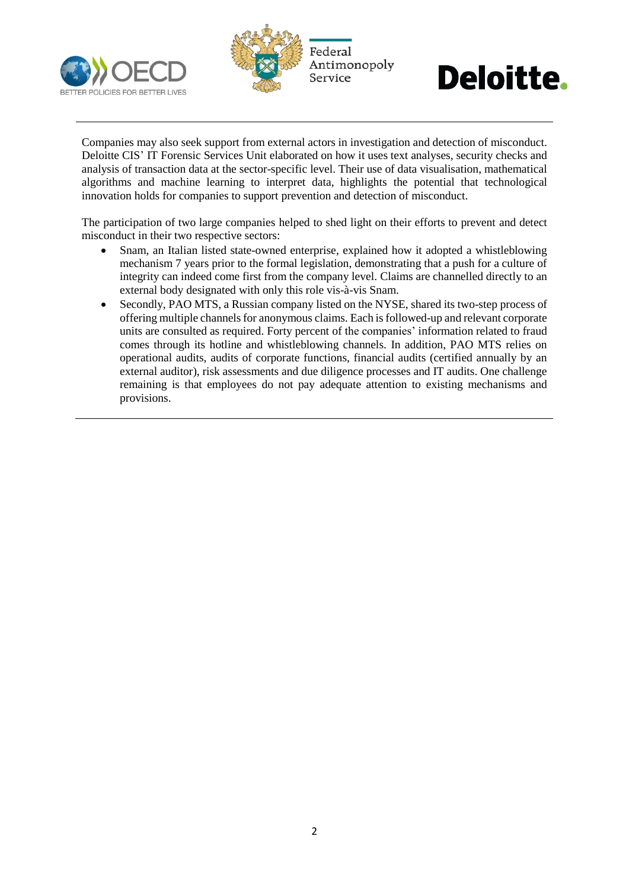Companies may also seek support from external actors in investigation and detection of misconduct. Deloitte CIS' IT Forensic Services Unit elaborated on how it uses text analyses, security checks and analysis of transaction data at the sector-specific level. Their use of data visualisation, mathematical algorithms and machine learning to interpret data, highlights the potential that technological innovation holds for companies to support prevention and detection of misconduct.

The participation of two large companies helped to shed light on their efforts to prevent and detect misconduct in their two respective sectors:

- Snam, an Italian listed state-owned enterprise, explained how it adopted a whistleblowing mechanism 7 years prior to the formal legislation, demonstrating that a push for a culture of integrity can indeed come first from the company level. Claims are channelled directly to an external body designated with only this role vis-à-vis Snam.
- Secondly, PAO MTS, a Russian company listed on the NYSE, shared its two-step process of offering multiple channels for anonymous claims. Each is followed-up and relevant corporate units are consulted as required. Forty percent of the companies' information related to fraud comes through its hotline and whistleblowing channels. In addition, PAO MTS relies on operational audits, audits of corporate functions, financial audits (certified annually by an external auditor), risk assessments and due diligence processes and IT audits. One challenge remaining is that employees do not pay adequate attention to existing mechanisms and provisions.